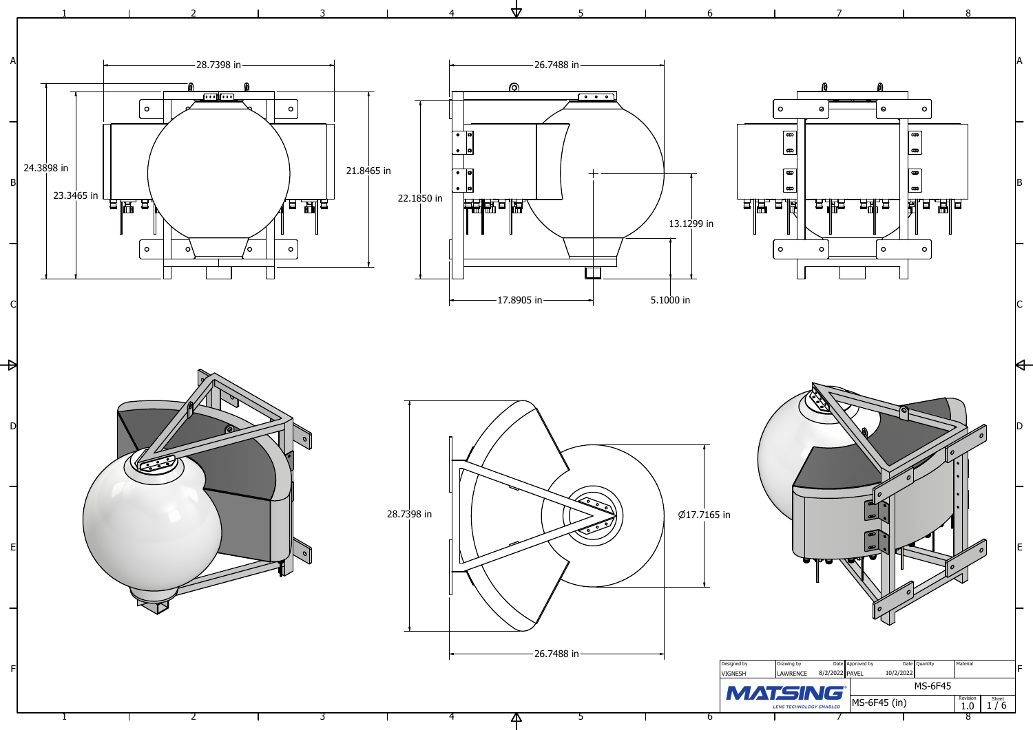28.7398 in

24.3898 in

23.3465 in

21.8465 in

26.7488 in

22.1850 in

13.1299 in

17.8905 in

5.1000 in

28.7398 in

Ø17.7165 in

26.7488 in

| Designed by | Drawing by | Date | Approved by | Date | Quantity | Material |
|---|---|---|---|---|---|---|
| VIGNESH | LAWRENCE | 8/2/2022 | PAVEL | 10/2/2022 | | |

MATSING® LENS TECHNOLOGY ENABLED

MS-6F45

MS-6F45 (in)

Revision: 1.0

Sheet: 1 / 6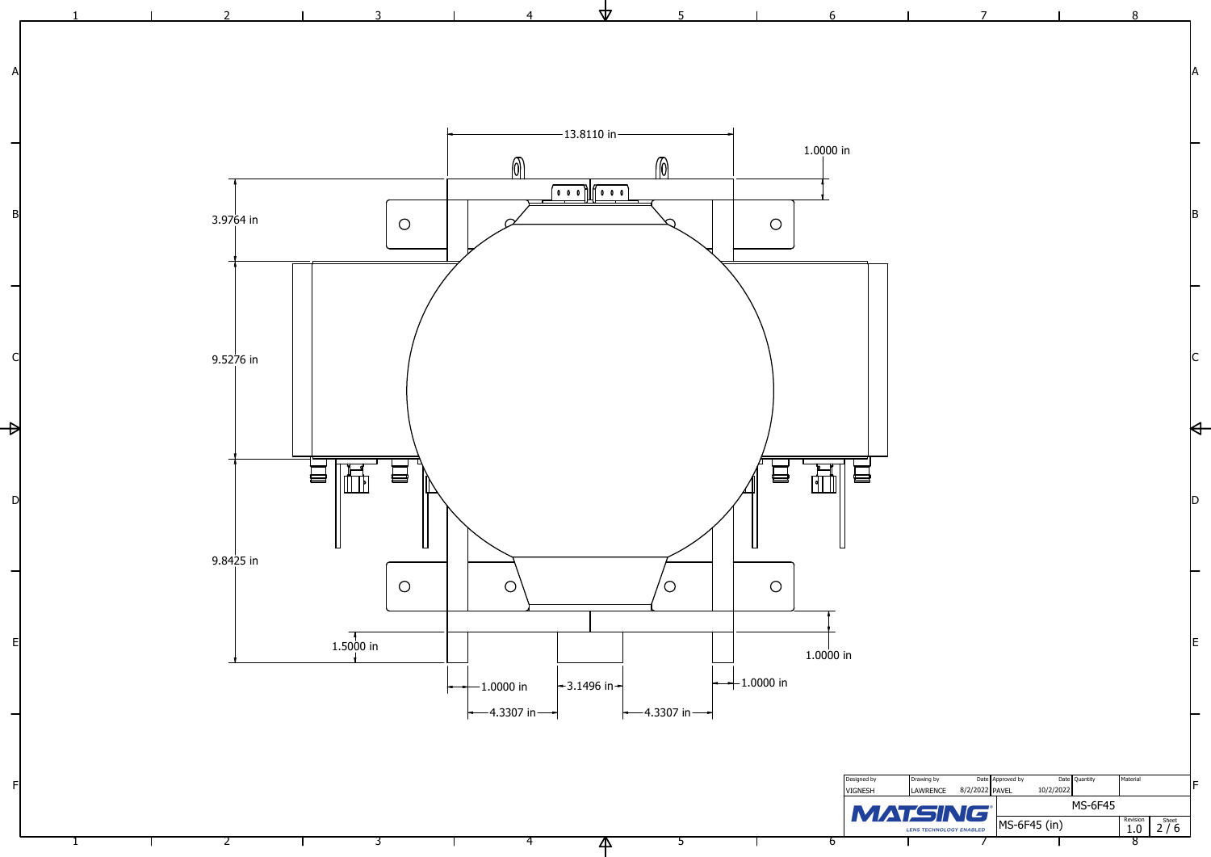13.8110 in

1.0000 in

3.9764 in

9.5276 in

9.8425 in

1.5000 in

1.0000 in

1.0000 in

3.1496 in

1.0000 in

4.3307 in

4.3307 in

| Designed by | Drawing by | Date | Approved by | Date | Quantity | Material |
|---|---|---|---|---|---|---|
| VIGNESH | LAWRENCE | 8/2/2022 | PAVEL | 10/2/2022 | | |

MATSING LENS TECHNOLOGY ENABLED

MS-6F45

MS-6F45 (in)

Revision 1.0

Sheet 2 / 6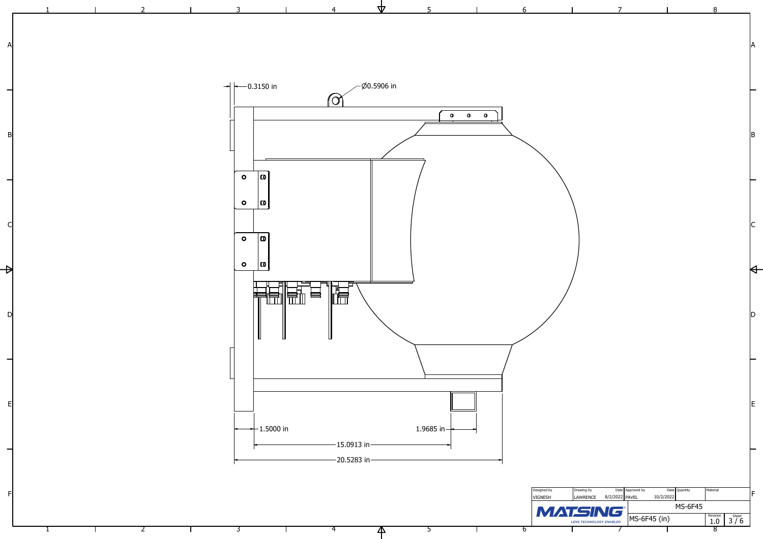0.3150 in

Ø0.5906 in

1.5000 in

1.9685 in

15.0913 in

20.5283 in

| Designed by | Drawing by | Date | Approved by | Date | Quantity | Material |
| --- | --- | --- | --- | --- | --- | --- |
| VIGNESH | LAWRENCE | 8/2/2022 | PAVEL | 10/2/2022 | | |

MATSING — LENS TECHNOLOGY ENABLED

MS-6F45

MS-6F45 (in)

Revision: 1.0

Sheet: 3 / 6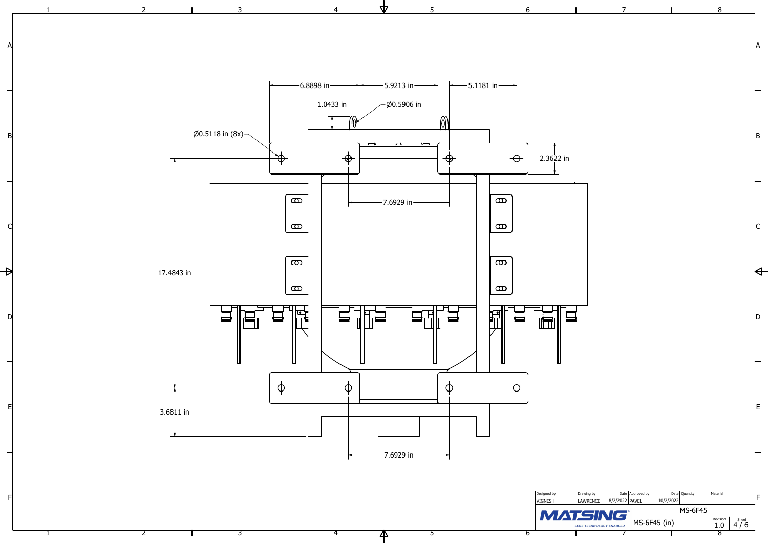6.8898 in

5.9213 in

5.1181 in

1.0433 in

Ø0.5906 in

Ø0.5118 in (8x)

2.3622 in

7.6929 in

17.4843 in

3.6811 in

7.6929 in

| Designed by | Drawing by | Date | Approved by | Date | Quantity | Material |
|---|---|---|---|---|---|---|
| VIGNESH | LAWRENCE | 8/2/2022 | PAVEL | 10/2/2022 | | |

MATSING LENS TECHNOLOGY ENABLED

MS-6F45

MS-6F45 (in)

Revision 1.0

Sheet 4 / 6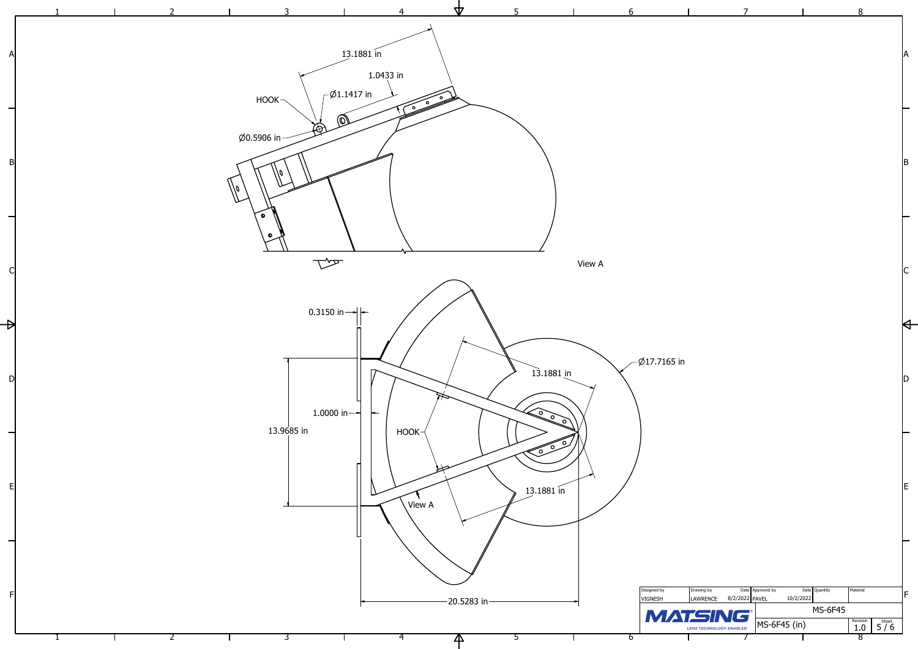13.1881 in

1.0433 in

Ø1.1417 in

HOOK

Ø0.5906 in

View A

0.3150 in

Ø17.7165 in

13.1881 in

1.0000 in

13.9685 in

HOOK

13.1881 in

View A

20.5283 in

| Designed by | Drawing by | Date | Approved by | Date | Quantity | Material |
|---|---|---|---|---|---|---|
| VIGNESH | LAWRENCE | 8/2/2022 | PAVEL | 10/2/2022 | | |

MATSING
LENS TECHNOLOGY ENABLED

MS-6F45

MS-6F45 (in)

Revision 1.0

Sheet 5 / 6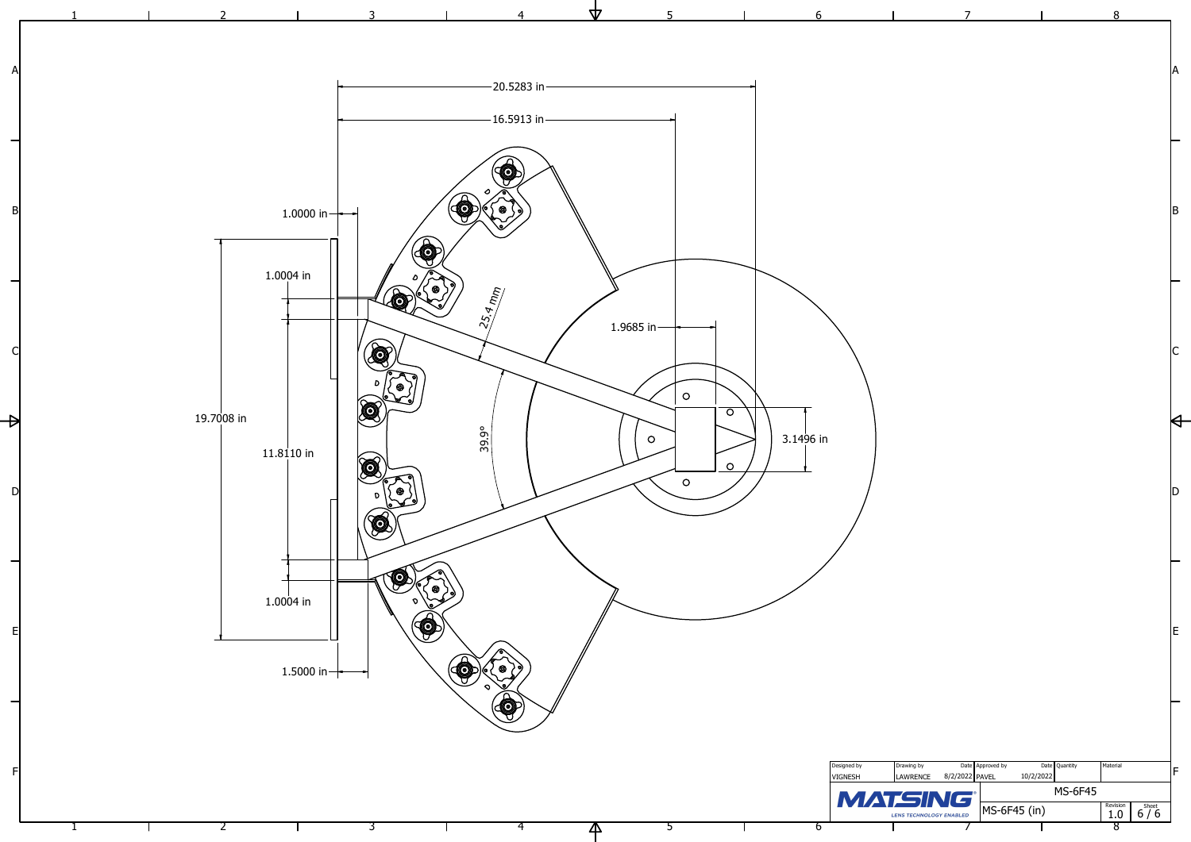20.5283 in

16.5913 in

1.0000 in

1.0004 in

25.4 mm

1.9685 in

19.7008 in

11.8110 in

39.9°

3.1496 in

1.0004 in

1.5000 in

| Designed by | Drawing by | Date | Approved by | Date | Quantity | Material |
|---|---|---|---|---|---|---|
| VIGNESH | LAWRENCE | 8/2/2022 | PAVEL | 10/2/2022 | | |

MATSING®

LENS TECHNOLOGY ENABLED

MS-6F45

MS-6F45 (in)

Revision 1.0

Sheet 6 / 6